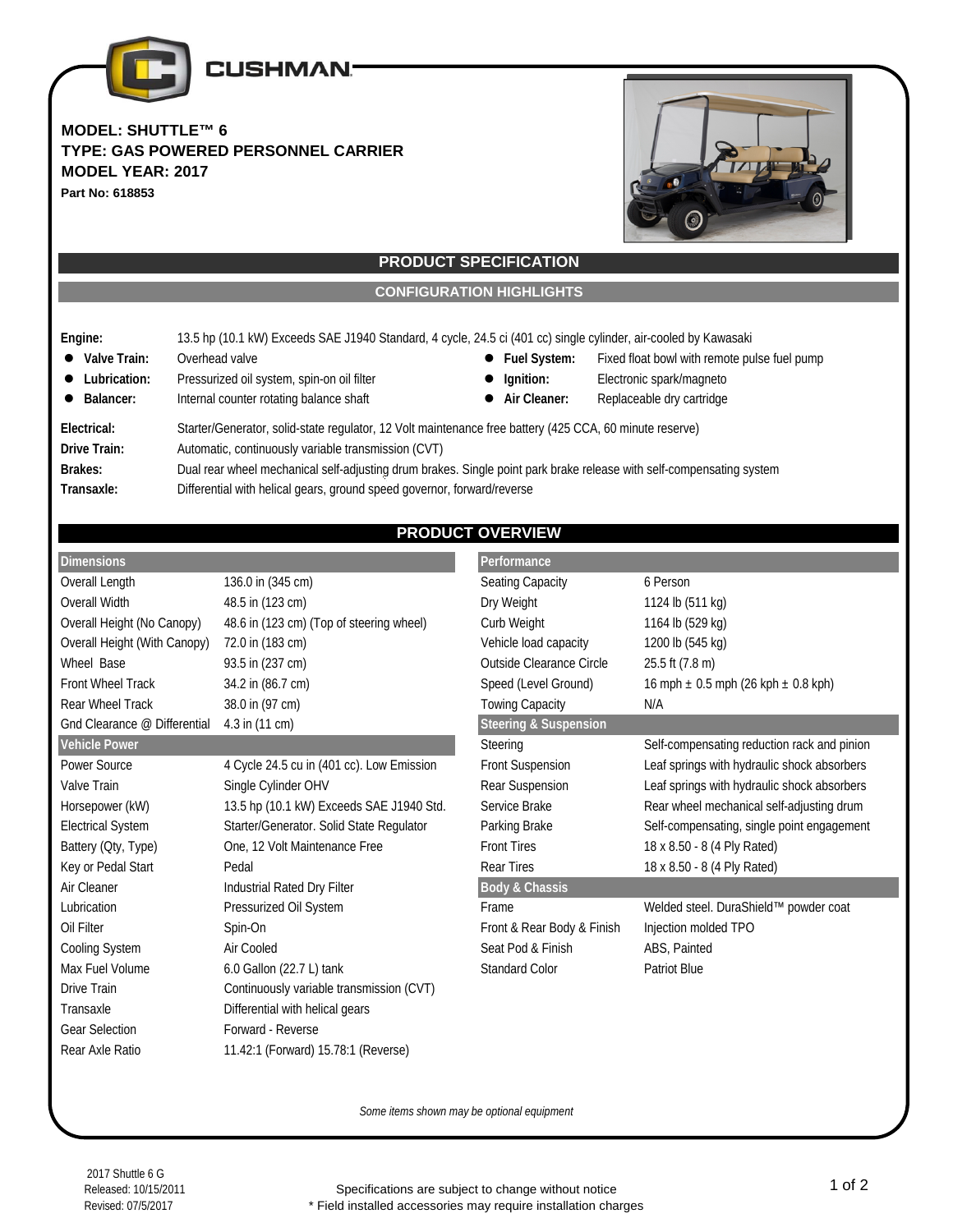CUSHMAN

**MODEL: SHUTTLE™ 6**
**TYPE: GAS POWERED PERSONNEL CARRIER**
**MODEL YEAR: 2017**
**Part No: 618853**

## PRODUCT SPECIFICATION

### CONFIGURATION HIGHLIGHTS

**Engine:** 13.5 hp (10.1 kW) Exceeds SAE J1940 Standard, 4 cycle, 24.5 ci (401 cc) single cylinder, air-cooled by Kawasaki

- **Valve Train:** Overhead valve
- **Lubrication:** Pressurized oil system, spin-on oil filter
- **Balancer:** Internal counter rotating balance shaft
- **Fuel System:** Fixed float bowl with remote pulse fuel pump
- **Ignition:** Electronic spark/magneto
- **Air Cleaner:** Replaceable dry cartridge

**Electrical:** Starter/Generator, solid-state regulator, 12 Volt maintenance free battery (425 CCA, 60 minute reserve)

**Drive Train:** Automatic, continuously variable transmission (CVT)

**Brakes:** Dual rear wheel mechanical self-adjusting drum brakes. Single point park brake release with self-compensating system

**Transaxle:** Differential with helical gears, ground speed governor, forward/reverse

## PRODUCT OVERVIEW

| Dimensions | |
|---|---|
| Overall Length | 136.0 in (345 cm) |
| Overall Width | 48.5 in (123 cm) |
| Overall Height (No Canopy) | 48.6 in (123 cm) (Top of steering wheel) |
| Overall Height (With Canopy) | 72.0 in (183 cm) |
| Wheel Base | 93.5 in (237 cm) |
| Front Wheel Track | 34.2 in (86.7 cm) |
| Rear Wheel Track | 38.0 in (97 cm) |
| Gnd Clearance @ Differential | 4.3 in (11 cm) |

| Vehicle Power | |
|---|---|
| Power Source | 4 Cycle 24.5 cu in (401 cc). Low Emission |
| Valve Train | Single Cylinder OHV |
| Horsepower (kW) | 13.5 hp (10.1 kW) Exceeds SAE J1940 Std. |
| Electrical System | Starter/Generator. Solid State Regulator |
| Battery (Qty, Type) | One, 12 Volt Maintenance Free |
| Key or Pedal Start | Pedal |
| Air Cleaner | Industrial Rated Dry Filter |
| Lubrication | Pressurized Oil System |
| Oil Filter | Spin-On |
| Cooling System | Air Cooled |
| Max Fuel Volume | 6.0 Gallon (22.7 L) tank |
| Drive Train | Continuously variable transmission (CVT) |
| Transaxle | Differential with helical gears |
| Gear Selection | Forward - Reverse |
| Rear Axle Ratio | 11.42:1 (Forward) 15.78:1 (Reverse) |

| Performance | |
|---|---|
| Seating Capacity | 6 Person |
| Dry Weight | 1124 lb (511 kg) |
| Curb Weight | 1164 lb (529 kg) |
| Vehicle load capacity | 1200 lb (545 kg) |
| Outside Clearance Circle | 25.5 ft (7.8 m) |
| Speed (Level Ground) | 16 mph ± 0.5 mph (26 kph ± 0.8 kph) |
| Towing Capacity | N/A |

| Steering & Suspension | |
|---|---|
| Steering | Self-compensating reduction rack and pinion |
| Front Suspension | Leaf springs with hydraulic shock absorbers |
| Rear Suspension | Leaf springs with hydraulic shock absorbers |
| Service Brake | Rear wheel mechanical self-adjusting drum |
| Parking Brake | Self-compensating, single point engagement |
| Front Tires | 18 x 8.50 - 8 (4 Ply Rated) |
| Rear Tires | 18 x 8.50 - 8 (4 Ply Rated) |

| Body & Chassis | |
|---|---|
| Frame | Welded steel. DuraShield™ powder coat |
| Front & Rear Body & Finish | Injection molded TPO |
| Seat Pod & Finish | ABS, Painted |
| Standard Color | Patriot Blue |

*Some items shown may be optional equipment*

2017 Shuttle 6 G
Released: 10/15/2011
Revised: 07/5/2017

Specifications are subject to change without notice
* Field installed accessories may require installation charges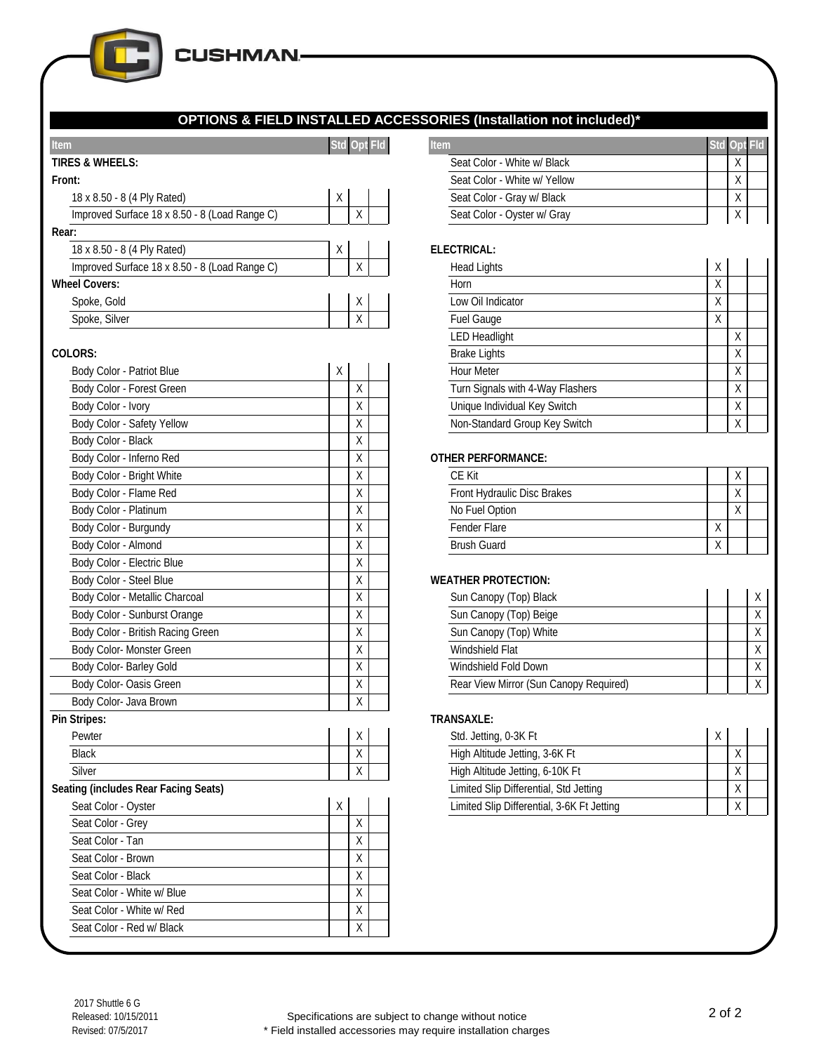## OPTIONS & FIELD INSTALLED ACCESSORIES (Installation not included)*

| Item | Std | Opt | Fld |
|---|---|---|---|
| **TIRES & WHEELS:** | | | |
| **Front:** | | | |
| 18 x 8.50 - 8 (4 Ply Rated) | X | | |
| Improved Surface 18 x 8.50 - 8 (Load Range C) | | X | |
| **Rear:** | | | |
| 18 x 8.50 - 8 (4 Ply Rated) | X | | |
| Improved Surface 18 x 8.50 - 8 (Load Range C) | | X | |
| **Wheel Covers:** | | | |
| Spoke, Gold | | X | |
| Spoke, Silver | | X | |
| **COLORS:** | | | |
| Body Color - Patriot Blue | X | | |
| Body Color - Forest Green | | X | |
| Body Color - Ivory | | X | |
| Body Color - Safety Yellow | | X | |
| Body Color - Black | | X | |
| Body Color - Inferno Red | | X | |
| Body Color - Bright White | | X | |
| Body Color - Flame Red | | X | |
| Body Color - Platinum | | X | |
| Body Color - Burgundy | | X | |
| Body Color - Almond | | X | |
| Body Color - Electric Blue | | X | |
| Body Color - Steel Blue | | X | |
| Body Color - Metallic Charcoal | | X | |
| Body Color - Sunburst Orange | | X | |
| Body Color - British Racing Green | | X | |
| Body Color- Monster Green | | X | |
| Body Color- Barley Gold | | X | |
| Body Color- Oasis Green | | X | |
| Body Color- Java Brown | | X | |
| **Pin Stripes:** | | | |
| Pewter | | X | |
| Black | | X | |
| Silver | | X | |
| **Seating (includes Rear Facing Seats)** | | | |
| Seat Color - Oyster | X | | |
| Seat Color - Grey | | X | |
| Seat Color - Tan | | X | |
| Seat Color - Brown | | X | |
| Seat Color - Black | | X | |
| Seat Color - White w/ Blue | | X | |
| Seat Color - White w/ Red | | X | |
| Seat Color - Red w/ Black | | X | |
| Seat Color - White w/ Black | | X | |
| Seat Color - White w/ Yellow | | X | |
| Seat Color - Gray w/ Black | | X | |
| Seat Color - Oyster w/ Gray | | X | |
| **ELECTRICAL:** | | | |
| Head Lights | X | | |
| Horn | X | | |
| Low Oil Indicator | X | | |
| Fuel Gauge | X | | |
| LED Headlight | | X | |
| Brake Lights | | X | |
| Hour Meter | | X | |
| Turn Signals with 4-Way Flashers | | X | |
| Unique Individual Key Switch | | X | |
| Non-Standard Group Key Switch | | X | |
| **OTHER PERFORMANCE:** | | | |
| CE Kit | | X | |
| Front Hydraulic Disc Brakes | | X | |
| No Fuel Option | | X | |
| Fender Flare | X | | |
| Brush Guard | X | | |
| **WEATHER PROTECTION:** | | | |
| Sun Canopy (Top) Black | | | X |
| Sun Canopy (Top) Beige | | | X |
| Sun Canopy (Top) White | | | X |
| Windshield Flat | | | X |
| Windshield Fold Down | | | X |
| Rear View Mirror (Sun Canopy Required) | | | X |
| **TRANSAXLE:** | | | |
| Std. Jetting, 0-3K Ft | X | | |
| High Altitude Jetting, 3-6K Ft | | X | |
| High Altitude Jetting, 6-10K Ft | | X | |
| Limited Slip Differential, Std Jetting | | X | |
| Limited Slip Differential, 3-6K Ft Jetting | | X | |

2017 Shuttle 6 G
Released: 10/15/2011
Revised: 07/5/2017

Specifications are subject to change without notice
* Field installed accessories may require installation charges